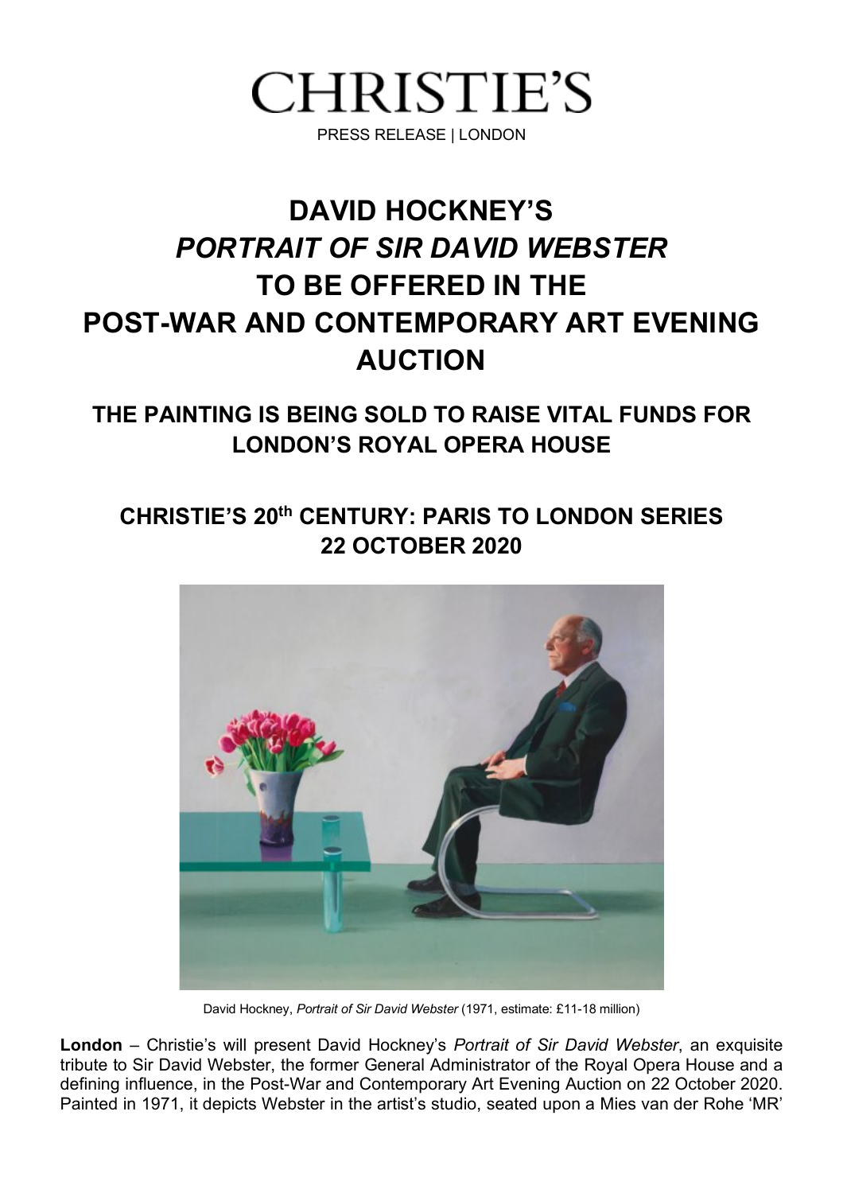# CHRISTIE'S

PRESS RELEASE | LONDON

# DAVID HOCKNEY'S *PORTRAIT OF SIR DAVID WEBSTER* TO BE OFFERED IN THE POST-WAR AND CONTEMPORARY ART EVENING AUCTION

## THE PAINTING IS BEING SOLD TO RAISE VITAL FUNDS FOR LONDON'S ROYAL OPERA HOUSE

## CHRISTIE'S 20th CENTURY: PARIS TO LONDON SERIES 22 OCTOBER 2020

David Hockney, *Portrait of Sir David Webster* (1971, estimate: £11-18 million)

**London** – Christie's will present David Hockney's *Portrait of Sir David Webster*, an exquisite tribute to Sir David Webster, the former General Administrator of the Royal Opera House and a defining influence, in the Post-War and Contemporary Art Evening Auction on 22 October 2020. Painted in 1971, it depicts Webster in the artist's studio, seated upon a Mies van der Rohe 'MR'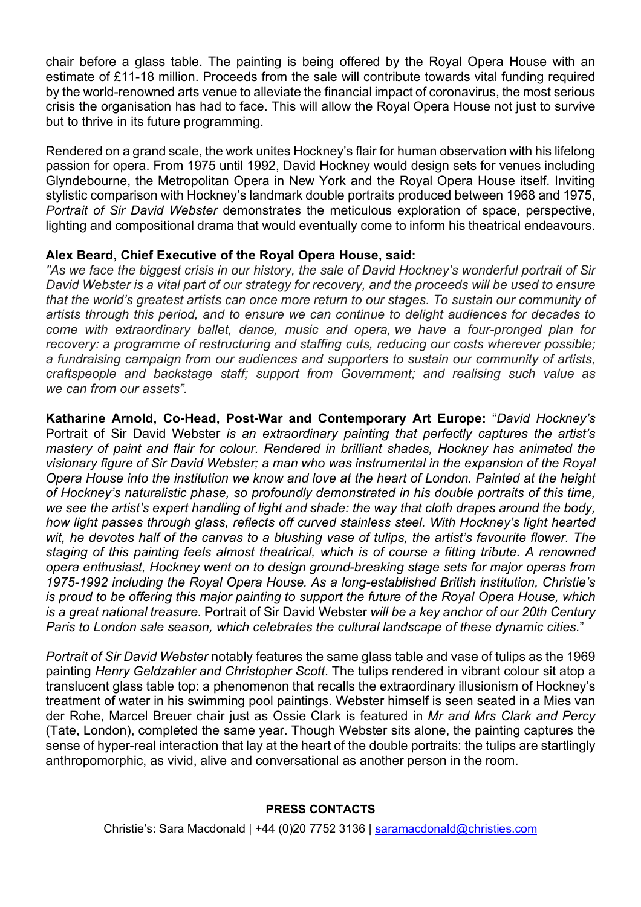chair before a glass table. The painting is being offered by the Royal Opera House with an estimate of £11-18 million. Proceeds from the sale will contribute towards vital funding required by the world-renowned arts venue to alleviate the financial impact of coronavirus, the most serious crisis the organisation has had to face. This will allow the Royal Opera House not just to survive but to thrive in its future programming.

Rendered on a grand scale, the work unites Hockney's flair for human observation with his lifelong passion for opera. From 1975 until 1992, David Hockney would design sets for venues including Glyndebourne, the Metropolitan Opera in New York and the Royal Opera House itself. Inviting stylistic comparison with Hockney's landmark double portraits produced between 1968 and 1975, *Portrait of Sir David Webster* demonstrates the meticulous exploration of space, perspective, lighting and compositional drama that would eventually come to inform his theatrical endeavours.

**Alex Beard, Chief Executive of the Royal Opera House, said:**
*"As we face the biggest crisis in our history, the sale of David Hockney's wonderful portrait of Sir David Webster is a vital part of our strategy for recovery, and the proceeds will be used to ensure that the world's greatest artists can once more return to our stages. To sustain our community of artists through this period, and to ensure we can continue to delight audiences for decades to come with extraordinary ballet, dance, music and opera, we have a four-pronged plan for recovery: a programme of restructuring and staffing cuts, reducing our costs wherever possible; a fundraising campaign from our audiences and supporters to sustain our community of artists, craftspeople and backstage staff; support from Government; and realising such value as we can from our assets".*

**Katharine Arnold, Co-Head, Post-War and Contemporary Art Europe:** "*David Hockney's* Portrait of Sir David Webster *is an extraordinary painting that perfectly captures the artist's mastery of paint and flair for colour. Rendered in brilliant shades, Hockney has animated the visionary figure of Sir David Webster; a man who was instrumental in the expansion of the Royal Opera House into the institution we know and love at the heart of London. Painted at the height of Hockney's naturalistic phase, so profoundly demonstrated in his double portraits of this time, we see the artist's expert handling of light and shade: the way that cloth drapes around the body, how light passes through glass, reflects off curved stainless steel. With Hockney's light hearted wit, he devotes half of the canvas to a blushing vase of tulips, the artist's favourite flower. The staging of this painting feels almost theatrical, which is of course a fitting tribute. A renowned opera enthusiast, Hockney went on to design ground-breaking stage sets for major operas from 1975-1992 including the Royal Opera House. As a long-established British institution, Christie's is proud to be offering this major painting to support the future of the Royal Opera House, which is a great national treasure.* Portrait of Sir David Webster *will be a key anchor of our 20th Century Paris to London sale season, which celebrates the cultural landscape of these dynamic cities.*"

*Portrait of Sir David Webster* notably features the same glass table and vase of tulips as the 1969 painting *Henry Geldzahler and Christopher Scott*. The tulips rendered in vibrant colour sit atop a translucent glass table top: a phenomenon that recalls the extraordinary illusionism of Hockney's treatment of water in his swimming pool paintings. Webster himself is seen seated in a Mies van der Rohe, Marcel Breuer chair just as Ossie Clark is featured in *Mr and Mrs Clark and Percy* (Tate, London), completed the same year. Though Webster sits alone, the painting captures the sense of hyper-real interaction that lay at the heart of the double portraits: the tulips are startlingly anthropomorphic, as vivid, alive and conversational as another person in the room.

**PRESS CONTACTS**

Christie's: Sara Macdonald | +44 (0)20 7752 3136 | saramacdonald@christies.com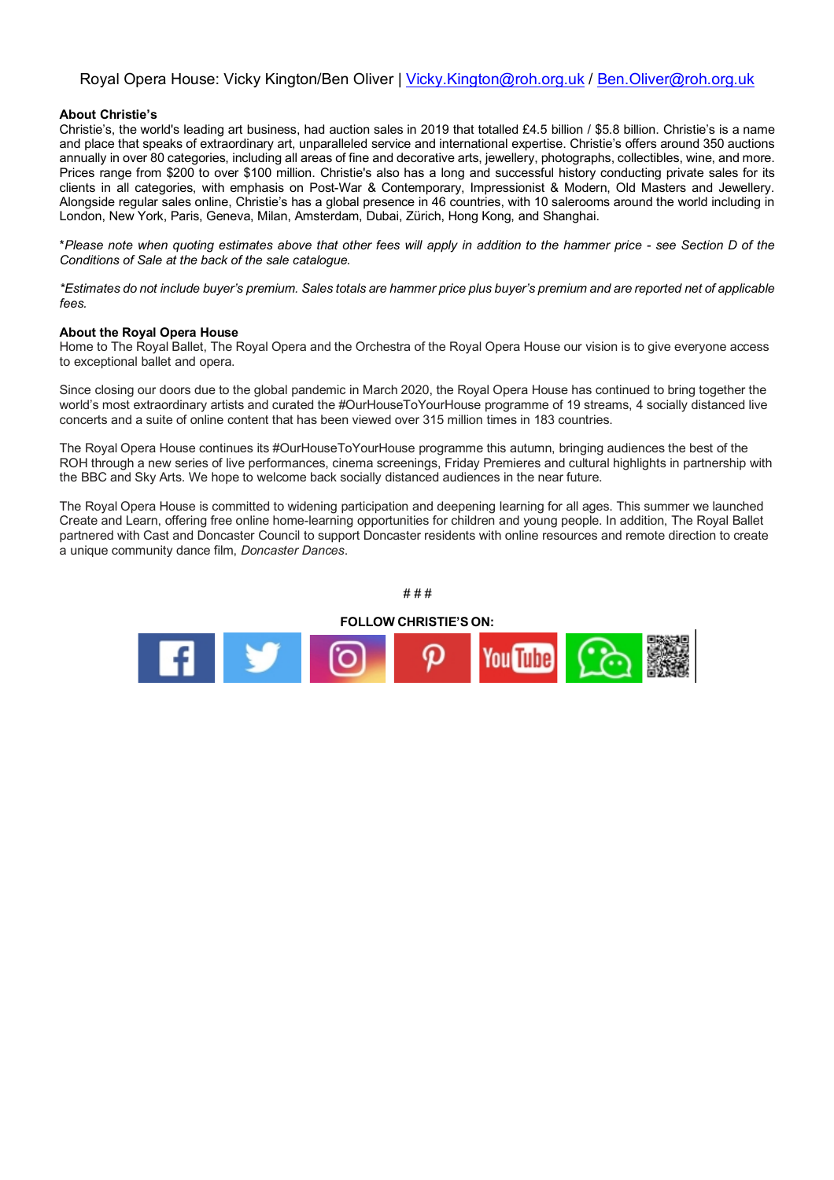Royal Opera House: Vicky Kington/Ben Oliver | Vicky.Kington@roh.org.uk / Ben.Oliver@roh.org.uk

**About Christie's**
Christie's, the world's leading art business, had auction sales in 2019 that totalled £4.5 billion / $5.8 billion. Christie's is a name and place that speaks of extraordinary art, unparalleled service and international expertise. Christie's offers around 350 auctions annually in over 80 categories, including all areas of fine and decorative arts, jewellery, photographs, collectibles, wine, and more. Prices range from $200 to over $100 million. Christie's also has a long and successful history conducting private sales for its clients in all categories, with emphasis on Post-War & Contemporary, Impressionist & Modern, Old Masters and Jewellery. Alongside regular sales online, Christie's has a global presence in 46 countries, with 10 salerooms around the world including in London, New York, Paris, Geneva, Milan, Amsterdam, Dubai, Zürich, Hong Kong, and Shanghai.

*\*Please note when quoting estimates above that other fees will apply in addition to the hammer price - see Section D of the Conditions of Sale at the back of the sale catalogue.*

*\*Estimates do not include buyer's premium. Sales totals are hammer price plus buyer's premium and are reported net of applicable fees.*

**About the Royal Opera House**
Home to The Royal Ballet, The Royal Opera and the Orchestra of the Royal Opera House our vision is to give everyone access to exceptional ballet and opera.

Since closing our doors due to the global pandemic in March 2020, the Royal Opera House has continued to bring together the world's most extraordinary artists and curated the #OurHouseToYourHouse programme of 19 streams, 4 socially distanced live concerts and a suite of online content that has been viewed over 315 million times in 183 countries.

The Royal Opera House continues its #OurHouseToYourHouse programme this autumn, bringing audiences the best of the ROH through a new series of live performances, cinema screenings, Friday Premieres and cultural highlights in partnership with the BBC and Sky Arts. We hope to welcome back socially distanced audiences in the near future.

The Royal Opera House is committed to widening participation and deepening learning for all ages. This summer we launched Create and Learn, offering free online home-learning opportunities for children and young people. In addition, The Royal Ballet partnered with Cast and Doncaster Council to support Doncaster residents with online resources and remote direction to create a unique community dance film, *Doncaster Dances*.

# # #

**FOLLOW CHRISTIE'S ON:**